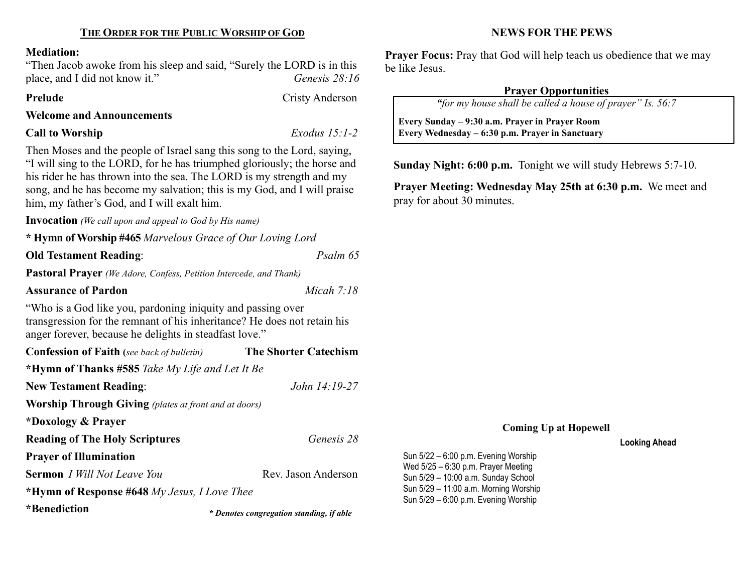## THE ORDER FOR THE PUBLIC WORSHIP OF GOD

**Mediation:**
"Then Jacob awoke from his sleep and said, "Surely the LORD is in this place, and I did not know it." *Genesis 28:16*

**Prelude** Cristy Anderson

**Welcome and Announcements**

**Call to Worship** *Exodus 15:1-2*

Then Moses and the people of Israel sang this song to the Lord, saying, "I will sing to the LORD, for he has triumphed gloriously; the horse and his rider he has thrown into the sea. The LORD is my strength and my song, and he has become my salvation; this is my God, and I will praise him, my father's God, and I will exalt him.

**Invocation** *(We call upon and appeal to God by His name)*

**\* Hymn of Worship #465** *Marvelous Grace of Our Loving Lord*

**Old Testament Reading**: *Psalm 65*

**Pastoral Prayer** *(We Adore, Confess, Petition Intercede, and Thank)*

**Assurance of Pardon** *Micah 7:18*

"Who is a God like you, pardoning iniquity and passing over transgression for the remnant of his inheritance? He does not retain his anger forever, because he delights in steadfast love."

**Confession of Faith (***see back of bulletin***)** **The Shorter Catechism**

**\*Hymn of Thanks #585** *Take My Life and Let It Be*

**New Testament Reading**: *John 14:19-27*

**Worship Through Giving** *(plates at front and at doors)*

**\*Doxology & Prayer**

**Reading of The Holy Scriptures** *Genesis 28*

**Prayer of Illumination**

**Sermon** *I Will Not Leave You* Rev. Jason Anderson

**\*Hymn of Response #648** *My Jesus, I Love Thee*

**\*Benediction**

***\* Denotes congregation standing, if able***

## NEWS FOR THE PEWS

**Prayer Focus:** Pray that God will help teach us obedience that we may be like Jesus.

### Prayer Opportunities

*"for my house shall be called a house of prayer" Is. 56:7*

**Every Sunday – 9:30 a.m. Prayer in Prayer Room**
**Every Wednesday – 6:30 p.m. Prayer in Sanctuary**

**Sunday Night: 6:00 p.m.** Tonight we will study Hebrews 5:7-10.

**Prayer Meeting: Wednesday May 25th at 6:30 p.m.** We meet and pray for about 30 minutes.

**Coming Up at Hopewell**

**Looking Ahead**

Sun 5/22 – 6:00 p.m. Evening Worship
Wed 5/25 – 6:30 p.m. Prayer Meeting
Sun 5/29 – 10:00 a.m. Sunday School
Sun 5/29 – 11:00 a.m. Morning Worship
Sun 5/29 – 6:00 p.m. Evening Worship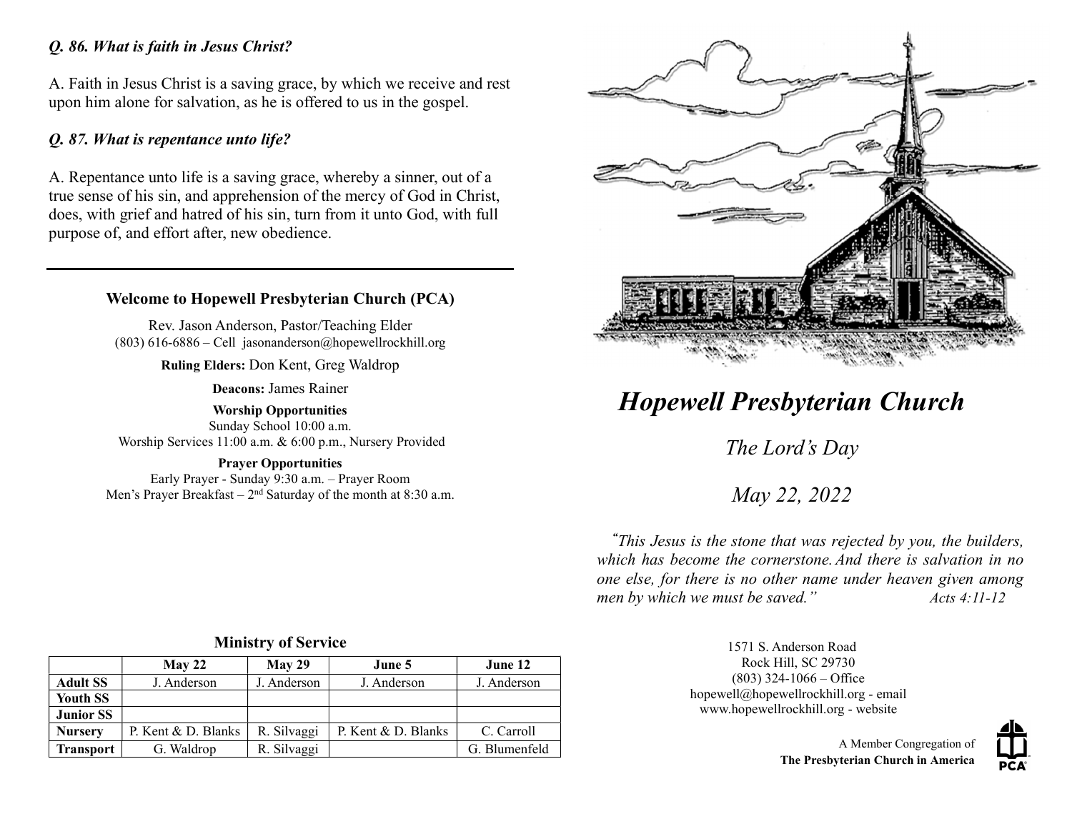***Q. 86. What is faith in Jesus Christ?***

A. Faith in Jesus Christ is a saving grace, by which we receive and rest upon him alone for salvation, as he is offered to us in the gospel.

***Q. 87. What is repentance unto life?***

A. Repentance unto life is a saving grace, whereby a sinner, out of a true sense of his sin, and apprehension of the mercy of God in Christ, does, with grief and hatred of his sin, turn from it unto God, with full purpose of, and effort after, new obedience.

---

**Welcome to Hopewell Presbyterian Church (PCA)**

Rev. Jason Anderson, Pastor/Teaching Elder
(803) 616-6886 – Cell jasonanderson@hopewellrockhill.org

**Ruling Elders:** Don Kent, Greg Waldrop

**Deacons:** James Rainer

**Worship Opportunities**
Sunday School 10:00 a.m.
Worship Services 11:00 a.m. & 6:00 p.m., Nursery Provided

**Prayer Opportunities**
Early Prayer - Sunday 9:30 a.m. – Prayer Room
Men's Prayer Breakfast – 2nd Saturday of the month at 8:30 a.m.

**Ministry of Service**

| | May 22 | May 29 | June 5 | June 12 |
|---|---|---|---|---|
| **Adult SS** | J. Anderson | J. Anderson | J. Anderson | J. Anderson |
| **Youth SS** | | | | |
| **Junior SS** | | | | |
| **Nursery** | P. Kent & D. Blanks | R. Silvaggi | P. Kent & D. Blanks | C. Carroll |
| **Transport** | G. Waldrop | R. Silvaggi | | G. Blumenfeld |

# *Hopewell Presbyterian Church*

*The Lord's Day*

*May 22, 2022*

*"This Jesus is the stone that was rejected by you, the builders, which has become the cornerstone. And there is salvation in no one else, for there is no other name under heaven given among men by which we must be saved."* *Acts 4:11-12*

1571 S. Anderson Road
Rock Hill, SC 29730
(803) 324-1066 – Office
hopewell@hopewellrockhill.org - email
www.hopewellrockhill.org - website

A Member Congregation of
**The Presbyterian Church in America**